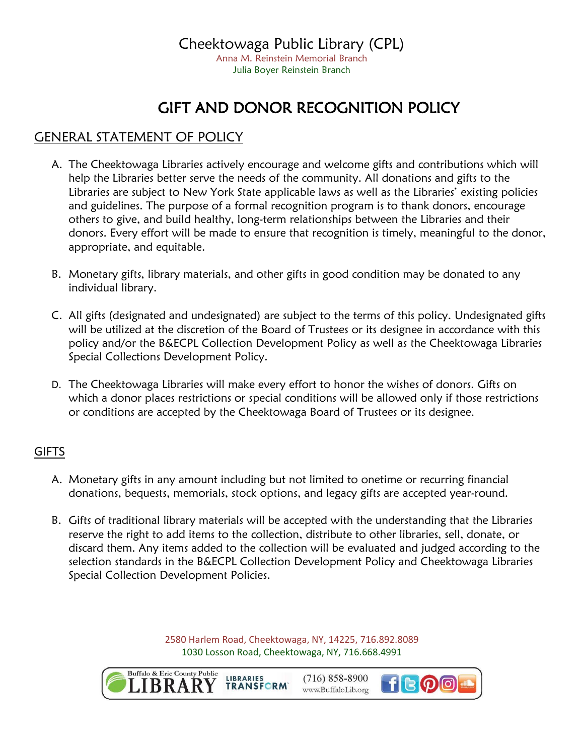# Cheektowaga Public Library (CPL)

Anna M. Reinstein Memorial Branch
Julia Boyer Reinstein Branch

# GIFT AND DONOR RECOGNITION POLICY

## GENERAL STATEMENT OF POLICY

A. The Cheektowaga Libraries actively encourage and welcome gifts and contributions which will help the Libraries better serve the needs of the community. All donations and gifts to the Libraries are subject to New York State applicable laws as well as the Libraries' existing policies and guidelines. The purpose of a formal recognition program is to thank donors, encourage others to give, and build healthy, long-term relationships between the Libraries and their donors. Every effort will be made to ensure that recognition is timely, meaningful to the donor, appropriate, and equitable.

B. Monetary gifts, library materials, and other gifts in good condition may be donated to any individual library.

C. All gifts (designated and undesignated) are subject to the terms of this policy. Undesignated gifts will be utilized at the discretion of the Board of Trustees or its designee in accordance with this policy and/or the B&ECPL Collection Development Policy as well as the Cheektowaga Libraries Special Collections Development Policy.

D. The Cheektowaga Libraries will make every effort to honor the wishes of donors. Gifts on which a donor places restrictions or special conditions will be allowed only if those restrictions or conditions are accepted by the Cheektowaga Board of Trustees or its designee.

## GIFTS

A. Monetary gifts in any amount including but not limited to onetime or recurring financial donations, bequests, memorials, stock options, and legacy gifts are accepted year-round.

B. Gifts of traditional library materials will be accepted with the understanding that the Libraries reserve the right to add items to the collection, distribute to other libraries, sell, donate, or discard them. Any items added to the collection will be evaluated and judged according to the selection standards in the B&ECPL Collection Development Policy and Cheektowaga Libraries Special Collection Development Policies.

2580 Harlem Road, Cheektowaga, NY, 14225, 716.892.8089
1030 Losson Road, Cheektowaga, NY, 716.668.4991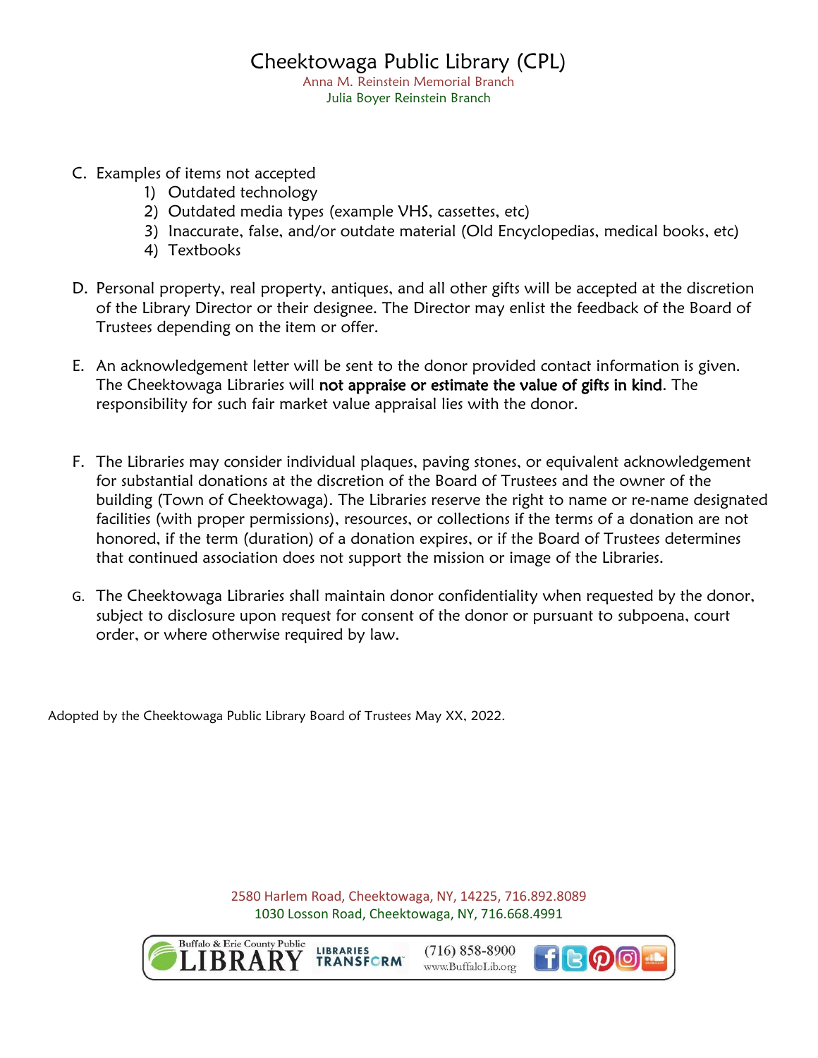C. Examples of items not accepted
   1) Outdated technology
   2) Outdated media types (example VHS, cassettes, etc)
   3) Inaccurate, false, and/or outdate material (Old Encyclopedias, medical books, etc)
   4) Textbooks

D. Personal property, real property, antiques, and all other gifts will be accepted at the discretion of the Library Director or their designee. The Director may enlist the feedback of the Board of Trustees depending on the item or offer.

E. An acknowledgement letter will be sent to the donor provided contact information is given. The Cheektowaga Libraries will **not appraise or estimate the value of gifts in kind**. The responsibility for such fair market value appraisal lies with the donor.

F. The Libraries may consider individual plaques, paving stones, or equivalent acknowledgement for substantial donations at the discretion of the Board of Trustees and the owner of the building (Town of Cheektowaga). The Libraries reserve the right to name or re-name designated facilities (with proper permissions), resources, or collections if the terms of a donation are not honored, if the term (duration) of a donation expires, or if the Board of Trustees determines that continued association does not support the mission or image of the Libraries.

G. The Cheektowaga Libraries shall maintain donor confidentiality when requested by the donor, subject to disclosure upon request for consent of the donor or pursuant to subpoena, court order, or where otherwise required by law.

Adopted by the Cheektowaga Public Library Board of Trustees May XX, 2022.